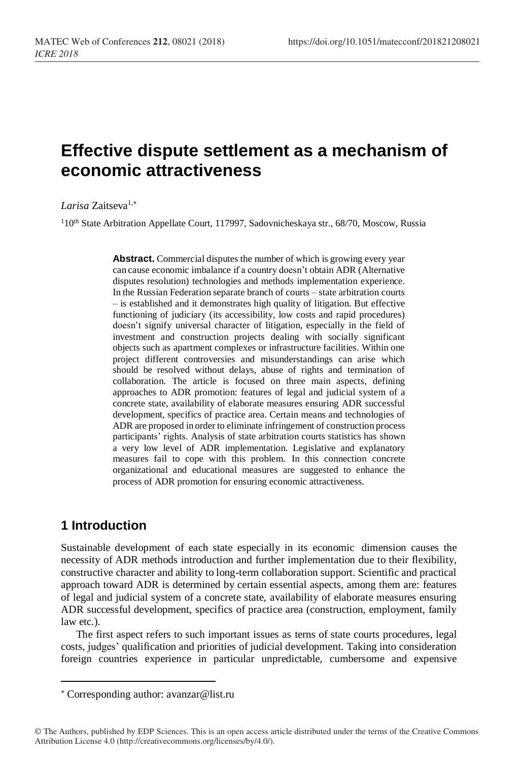# Effective dispute settlement as a mechanism of economic attractiveness

*Larisa* Zaitseva[1,*]

[1]10th State Arbitration Appellate Court, 117997, Sadovnicheskaya str., 68/70, Moscow, Russia

**Abstract.** Commercial disputes the number of which is growing every year can cause economic imbalance if a country doesn't obtain ADR (Alternative disputes resolution) technologies and methods implementation experience. In the Russian Federation separate branch of courts – state arbitration courts – is established and it demonstrates high quality of litigation. But effective functioning of judiciary (its accessibility, low costs and rapid procedures) doesn't signify universal character of litigation, especially in the field of investment and construction projects dealing with socially significant objects such as apartment complexes or infrastructure facilities. Within one project different controversies and misunderstandings can arise which should be resolved without delays, abuse of rights and termination of collaboration. The article is focused on three main aspects, defining approaches to ADR promotion: features of legal and judicial system of a concrete state, availability of elaborate measures ensuring ADR successful development, specifics of practice area. Certain means and technologies of ADR are proposed in order to eliminate infringement of construction process participants' rights. Analysis of state arbitration courts statistics has shown a very low level of ADR implementation. Legislative and explanatory measures fail to cope with this problem. In this connection concrete organizational and educational measures are suggested to enhance the process of ADR promotion for ensuring economic attractiveness.

## 1 Introduction

Sustainable development of each state especially in its economic dimension causes the necessity of ADR methods introduction and further implementation due to their flexibility, constructive character and ability to long-term collaboration support. Scientific and practical approach toward ADR is determined by certain essential aspects, among them are: features of legal and judicial system of a concrete state, availability of elaborate measures ensuring ADR successful development, specifics of practice area (construction, employment, family law etc.).

The first aspect refers to such important issues as terns of state courts procedures, legal costs, judges' qualification and priorities of judicial development. Taking into consideration foreign countries experience in particular unpredictable, cumbersome and expensive

* Corresponding author: avanzar@list.ru

© The Authors, published by EDP Sciences. This is an open access article distributed under the terms of the Creative Commons Attribution License 4.0 (http://creativecommons.org/licenses/by/4.0/).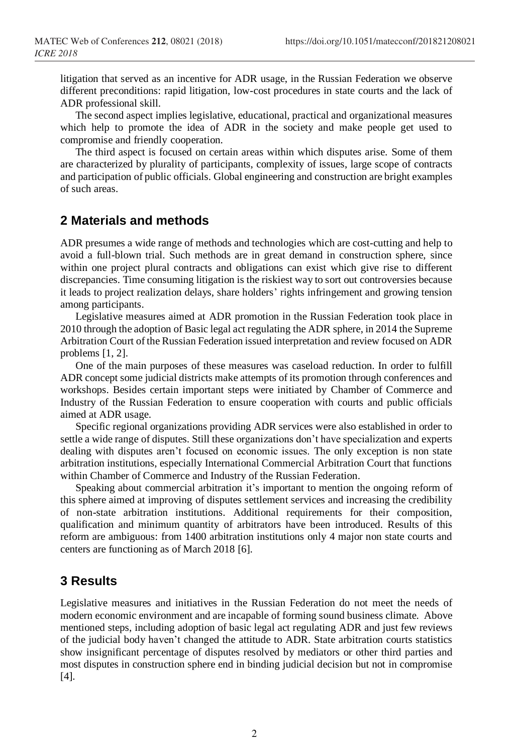litigation that served as an incentive for ADR usage, in the Russian Federation we observe different preconditions: rapid litigation, low-cost procedures in state courts and the lack of ADR professional skill.

The second aspect implies legislative, educational, practical and organizational measures which help to promote the idea of ADR in the society and make people get used to compromise and friendly cooperation.

The third aspect is focused on certain areas within which disputes arise. Some of them are characterized by plurality of participants, complexity of issues, large scope of contracts and participation of public officials. Global engineering and construction are bright examples of such areas.

## 2 Materials and methods

ADR presumes a wide range of methods and technologies which are cost-cutting and help to avoid a full-blown trial. Such methods are in great demand in construction sphere, since within one project plural contracts and obligations can exist which give rise to different discrepancies. Time consuming litigation is the riskiest way to sort out controversies because it leads to project realization delays, share holders' rights infringement and growing tension among participants.

Legislative measures aimed at ADR promotion in the Russian Federation took place in 2010 through the adoption of Basic legal act regulating the ADR sphere, in 2014 the Supreme Arbitration Court of the Russian Federation issued interpretation and review focused on ADR problems [1, 2].

One of the main purposes of these measures was caseload reduction. In order to fulfill ADR concept some judicial districts make attempts of its promotion through conferences and workshops. Besides certain important steps were initiated by Chamber of Commerce and Industry of the Russian Federation to ensure cooperation with courts and public officials aimed at ADR usage.

Specific regional organizations providing ADR services were also established in order to settle a wide range of disputes. Still these organizations don't have specialization and experts dealing with disputes aren't focused on economic issues. The only exception is non state arbitration institutions, especially International Commercial Arbitration Court that functions within Chamber of Commerce and Industry of the Russian Federation.

Speaking about commercial arbitration it's important to mention the ongoing reform of this sphere aimed at improving of disputes settlement services and increasing the credibility of non-state arbitration institutions. Additional requirements for their composition, qualification and minimum quantity of arbitrators have been introduced. Results of this reform are ambiguous: from 1400 arbitration institutions only 4 major non state courts and centers are functioning as of March 2018 [6].

## 3 Results

Legislative measures and initiatives in the Russian Federation do not meet the needs of modern economic environment and are incapable of forming sound business climate. Above mentioned steps, including adoption of basic legal act regulating ADR and just few reviews of the judicial body haven't changed the attitude to ADR. State arbitration courts statistics show insignificant percentage of disputes resolved by mediators or other third parties and most disputes in construction sphere end in binding judicial decision but not in compromise [4].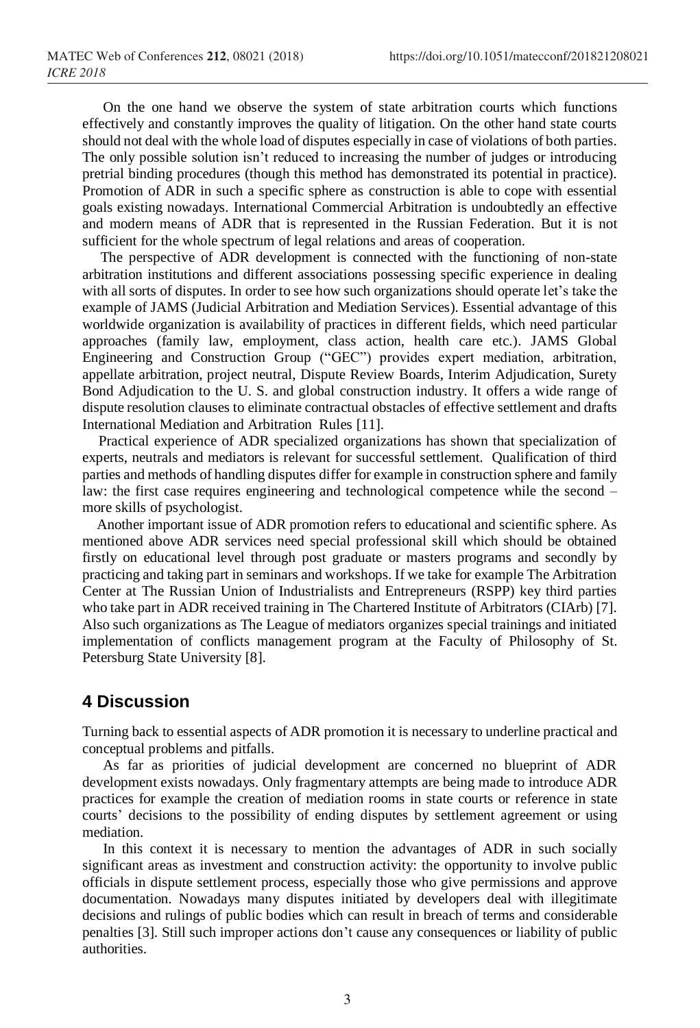On the one hand we observe the system of state arbitration courts which functions effectively and constantly improves the quality of litigation. On the other hand state courts should not deal with the whole load of disputes especially in case of violations of both parties. The only possible solution isn't reduced to increasing the number of judges or introducing pretrial binding procedures (though this method has demonstrated its potential in practice). Promotion of ADR in such a specific sphere as construction is able to cope with essential goals existing nowadays. International Commercial Arbitration is undoubtedly an effective and modern means of ADR that is represented in the Russian Federation. But it is not sufficient for the whole spectrum of legal relations and areas of cooperation.

The perspective of ADR development is connected with the functioning of non-state arbitration institutions and different associations possessing specific experience in dealing with all sorts of disputes. In order to see how such organizations should operate let's take the example of JAMS (Judicial Arbitration and Mediation Services). Essential advantage of this worldwide organization is availability of practices in different fields, which need particular approaches (family law, employment, class action, health care etc.). JAMS Global Engineering and Construction Group ("GEC") provides expert mediation, arbitration, appellate arbitration, project neutral, Dispute Review Boards, Interim Adjudication, Surety Bond Adjudication to the U. S. and global construction industry. It offers a wide range of dispute resolution clauses to eliminate contractual obstacles of effective settlement and drafts International Mediation and Arbitration Rules [11].

Practical experience of ADR specialized organizations has shown that specialization of experts, neutrals and mediators is relevant for successful settlement. Qualification of third parties and methods of handling disputes differ for example in construction sphere and family law: the first case requires engineering and technological competence while the second – more skills of psychologist.

Another important issue of ADR promotion refers to educational and scientific sphere. As mentioned above ADR services need special professional skill which should be obtained firstly on educational level through post graduate or masters programs and secondly by practicing and taking part in seminars and workshops. If we take for example The Arbitration Center at The Russian Union of Industrialists and Entrepreneurs (RSPP) key third parties who take part in ADR received training in The Chartered Institute of Arbitrators (CIArb) [7]. Also such organizations as The League of mediators organizes special trainings and initiated implementation of conflicts management program at the Faculty of Philosophy of St. Petersburg State University [8].

## 4 Discussion

Turning back to essential aspects of ADR promotion it is necessary to underline practical and conceptual problems and pitfalls.

As far as priorities of judicial development are concerned no blueprint of ADR development exists nowadays. Only fragmentary attempts are being made to introduce ADR practices for example the creation of mediation rooms in state courts or reference in state courts' decisions to the possibility of ending disputes by settlement agreement or using mediation.

In this context it is necessary to mention the advantages of ADR in such socially significant areas as investment and construction activity: the opportunity to involve public officials in dispute settlement process, especially those who give permissions and approve documentation. Nowadays many disputes initiated by developers deal with illegitimate decisions and rulings of public bodies which can result in breach of terms and considerable penalties [3]. Still such improper actions don't cause any consequences or liability of public authorities.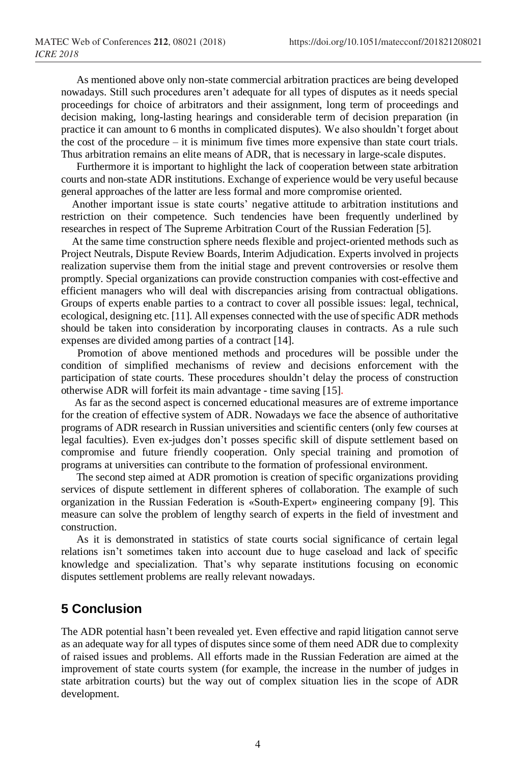As mentioned above only non-state commercial arbitration practices are being developed nowadays. Still such procedures aren't adequate for all types of disputes as it needs special proceedings for choice of arbitrators and their assignment, long term of proceedings and decision making, long-lasting hearings and considerable term of decision preparation (in practice it can amount to 6 months in complicated disputes). We also shouldn't forget about the cost of the procedure – it is minimum five times more expensive than state court trials. Thus arbitration remains an elite means of ADR, that is necessary in large-scale disputes.

Furthermore it is important to highlight the lack of cooperation between state arbitration courts and non-state ADR institutions. Exchange of experience would be very useful because general approaches of the latter are less formal and more compromise oriented.

Another important issue is state courts' negative attitude to arbitration institutions and restriction on their competence. Such tendencies have been frequently underlined by researches in respect of The Supreme Arbitration Court of the Russian Federation [5].

At the same time construction sphere needs flexible and project-oriented methods such as Project Neutrals, Dispute Review Boards, Interim Adjudication. Experts involved in projects realization supervise them from the initial stage and prevent controversies or resolve them promptly. Special organizations can provide construction companies with cost-effective and efficient managers who will deal with discrepancies arising from contractual obligations. Groups of experts enable parties to a contract to cover all possible issues: legal, technical, ecological, designing etc. [11]. All expenses connected with the use of specific ADR methods should be taken into consideration by incorporating clauses in contracts. As a rule such expenses are divided among parties of a contract [14].

Promotion of above mentioned methods and procedures will be possible under the condition of simplified mechanisms of review and decisions enforcement with the participation of state courts. These procedures shouldn't delay the process of construction otherwise ADR will forfeit its main advantage - time saving [15].

As far as the second aspect is concerned educational measures are of extreme importance for the creation of effective system of ADR. Nowadays we face the absence of authoritative programs of ADR research in Russian universities and scientific centers (only few courses at legal faculties). Even ex-judges don't posses specific skill of dispute settlement based on compromise and future friendly cooperation. Only special training and promotion of programs at universities can contribute to the formation of professional environment.

The second step aimed at ADR promotion is creation of specific organizations providing services of dispute settlement in different spheres of collaboration. The example of such organization in the Russian Federation is «South-Expert» engineering company [9]. This measure can solve the problem of lengthy search of experts in the field of investment and construction.

As it is demonstrated in statistics of state courts social significance of certain legal relations isn't sometimes taken into account due to huge caseload and lack of specific knowledge and specialization. That's why separate institutions focusing on economic disputes settlement problems are really relevant nowadays.

## 5 Conclusion

The ADR potential hasn't been revealed yet. Even effective and rapid litigation cannot serve as an adequate way for all types of disputes since some of them need ADR due to complexity of raised issues and problems. All efforts made in the Russian Federation are aimed at the improvement of state courts system (for example, the increase in the number of judges in state arbitration courts) but the way out of complex situation lies in the scope of ADR development.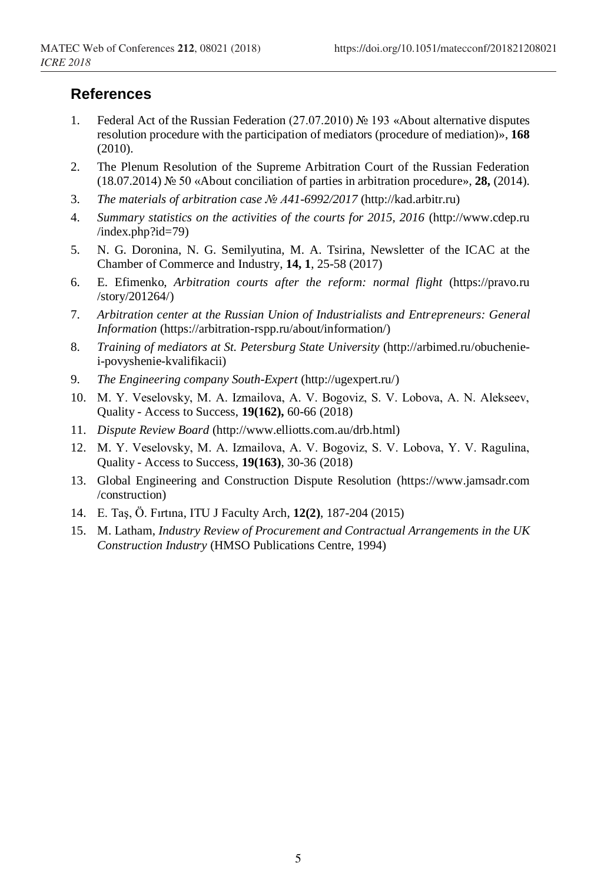## References

1. Federal Act of the Russian Federation (27.07.2010) № 193 «About alternative disputes resolution procedure with the participation of mediators (procedure of mediation)», **168** (2010).
2. The Plenum Resolution of the Supreme Arbitration Court of the Russian Federation (18.07.2014) № 50 «About conciliation of parties in arbitration procedure», **28,** (2014).
3. *The materials of arbitration case № A41-6992/2017* (http://kad.arbitr.ru)
4. *Summary statistics on the activities of the courts for 2015, 2016* (http://www.cdep.ru /index.php?id=79)
5. N. G. Doronina, N. G. Semilyutina, M. A. Tsirina, Newsletter of the ICAC at the Chamber of Commerce and Industry, **14, 1**, 25-58 (2017)
6. E. Efimenko, *Arbitration courts after the reform: normal flight* (https://pravo.ru /story/201264/)
7. *Arbitration center at the Russian Union of Industrialists and Entrepreneurs: General Information* (https://arbitration-rspp.ru/about/information/)
8. *Training of mediators at St. Petersburg State University* (http://arbimed.ru/obuchenie-i-povyshenie-kvalifikacii)
9. *The Engineering company South-Expert* (http://ugexpert.ru/)
10. M. Y. Veselovsky, M. A. Izmailova, A. V. Bogoviz, S. V. Lobova, A. N. Alekseev, Quality - Access to Success, **19(162),** 60-66 (2018)
11. *Dispute Review Board* (http://www.elliotts.com.au/drb.html)
12. M. Y. Veselovsky, M. A. Izmailova, A. V. Bogoviz, S. V. Lobova, Y. V. Ragulina, Quality - Access to Success, **19(163)**, 30-36 (2018)
13. Global Engineering and Construction Dispute Resolution (https://www.jamsadr.com /construction)
14. E. Taş, Ö. Fırtına, ITU J Faculty Arch, **12(2)**, 187-204 (2015)
15. M. Latham, *Industry Review of Procurement and Contractual Arrangements in the UK Construction Industry* (HMSO Publications Centre, 1994)